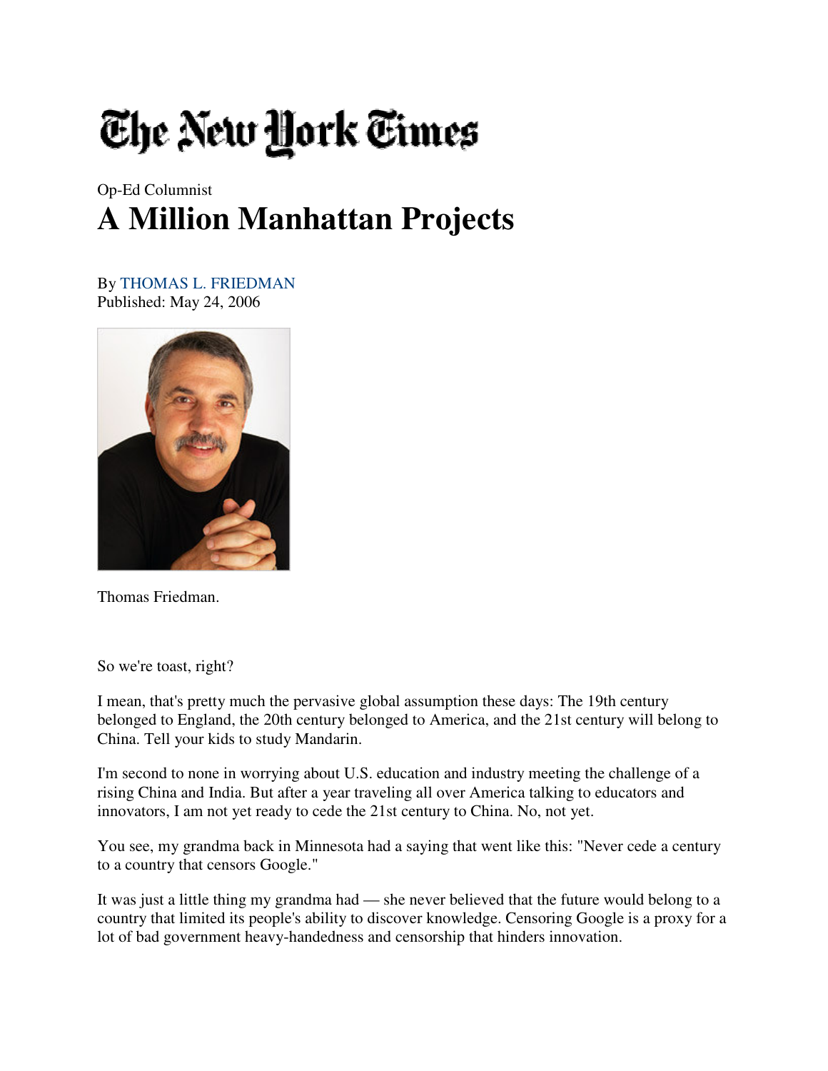The New York Times

Op-Ed Columnist

# A Million Manhattan Projects

By THOMAS L. FRIEDMAN
Published: May 24, 2006

Thomas Friedman.

So we're toast, right?

I mean, that's pretty much the pervasive global assumption these days: The 19th century belonged to England, the 20th century belonged to America, and the 21st century will belong to China. Tell your kids to study Mandarin.

I'm second to none in worrying about U.S. education and industry meeting the challenge of a rising China and India. But after a year traveling all over America talking to educators and innovators, I am not yet ready to cede the 21st century to China. No, not yet.

You see, my grandma back in Minnesota had a saying that went like this: "Never cede a century to a country that censors Google."

It was just a little thing my grandma had — she never believed that the future would belong to a country that limited its people's ability to discover knowledge. Censoring Google is a proxy for a lot of bad government heavy-handedness and censorship that hinders innovation.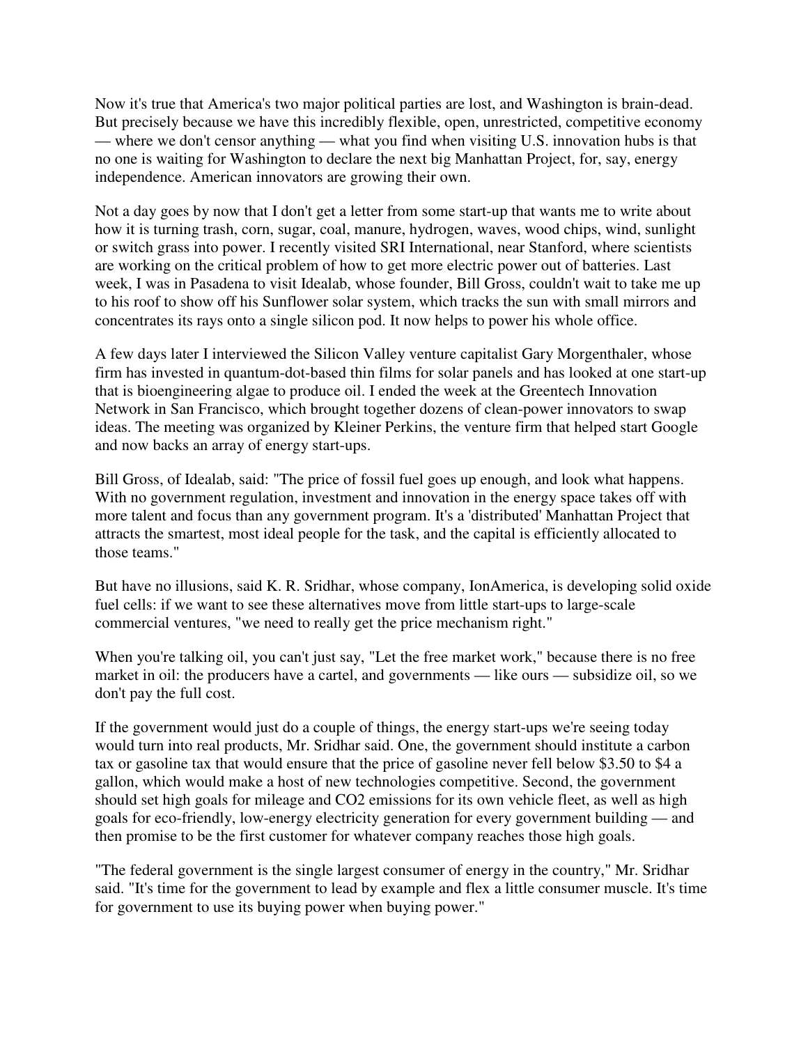Now it's true that America's two major political parties are lost, and Washington is brain-dead. But precisely because we have this incredibly flexible, open, unrestricted, competitive economy — where we don't censor anything — what you find when visiting U.S. innovation hubs is that no one is waiting for Washington to declare the next big Manhattan Project, for, say, energy independence. American innovators are growing their own.

Not a day goes by now that I don't get a letter from some start-up that wants me to write about how it is turning trash, corn, sugar, coal, manure, hydrogen, waves, wood chips, wind, sunlight or switch grass into power. I recently visited SRI International, near Stanford, where scientists are working on the critical problem of how to get more electric power out of batteries. Last week, I was in Pasadena to visit Idealab, whose founder, Bill Gross, couldn't wait to take me up to his roof to show off his Sunflower solar system, which tracks the sun with small mirrors and concentrates its rays onto a single silicon pod. It now helps to power his whole office.

A few days later I interviewed the Silicon Valley venture capitalist Gary Morgenthaler, whose firm has invested in quantum-dot-based thin films for solar panels and has looked at one start-up that is bioengineering algae to produce oil. I ended the week at the Greentech Innovation Network in San Francisco, which brought together dozens of clean-power innovators to swap ideas. The meeting was organized by Kleiner Perkins, the venture firm that helped start Google and now backs an array of energy start-ups.

Bill Gross, of Idealab, said: "The price of fossil fuel goes up enough, and look what happens. With no government regulation, investment and innovation in the energy space takes off with more talent and focus than any government program. It's a 'distributed' Manhattan Project that attracts the smartest, most ideal people for the task, and the capital is efficiently allocated to those teams."

But have no illusions, said K. R. Sridhar, whose company, IonAmerica, is developing solid oxide fuel cells: if we want to see these alternatives move from little start-ups to large-scale commercial ventures, "we need to really get the price mechanism right."

When you're talking oil, you can't just say, "Let the free market work," because there is no free market in oil: the producers have a cartel, and governments — like ours — subsidize oil, so we don't pay the full cost.

If the government would just do a couple of things, the energy start-ups we're seeing today would turn into real products, Mr. Sridhar said. One, the government should institute a carbon tax or gasoline tax that would ensure that the price of gasoline never fell below $3.50 to $4 a gallon, which would make a host of new technologies competitive. Second, the government should set high goals for mileage and $CO_2$ emissions for its own vehicle fleet, as well as high goals for eco-friendly, low-energy electricity generation for every government building — and then promise to be the first customer for whatever company reaches those high goals.

"The federal government is the single largest consumer of energy in the country," Mr. Sridhar said. "It's time for the government to lead by example and flex a little consumer muscle. It's time for government to use its buying power when buying power."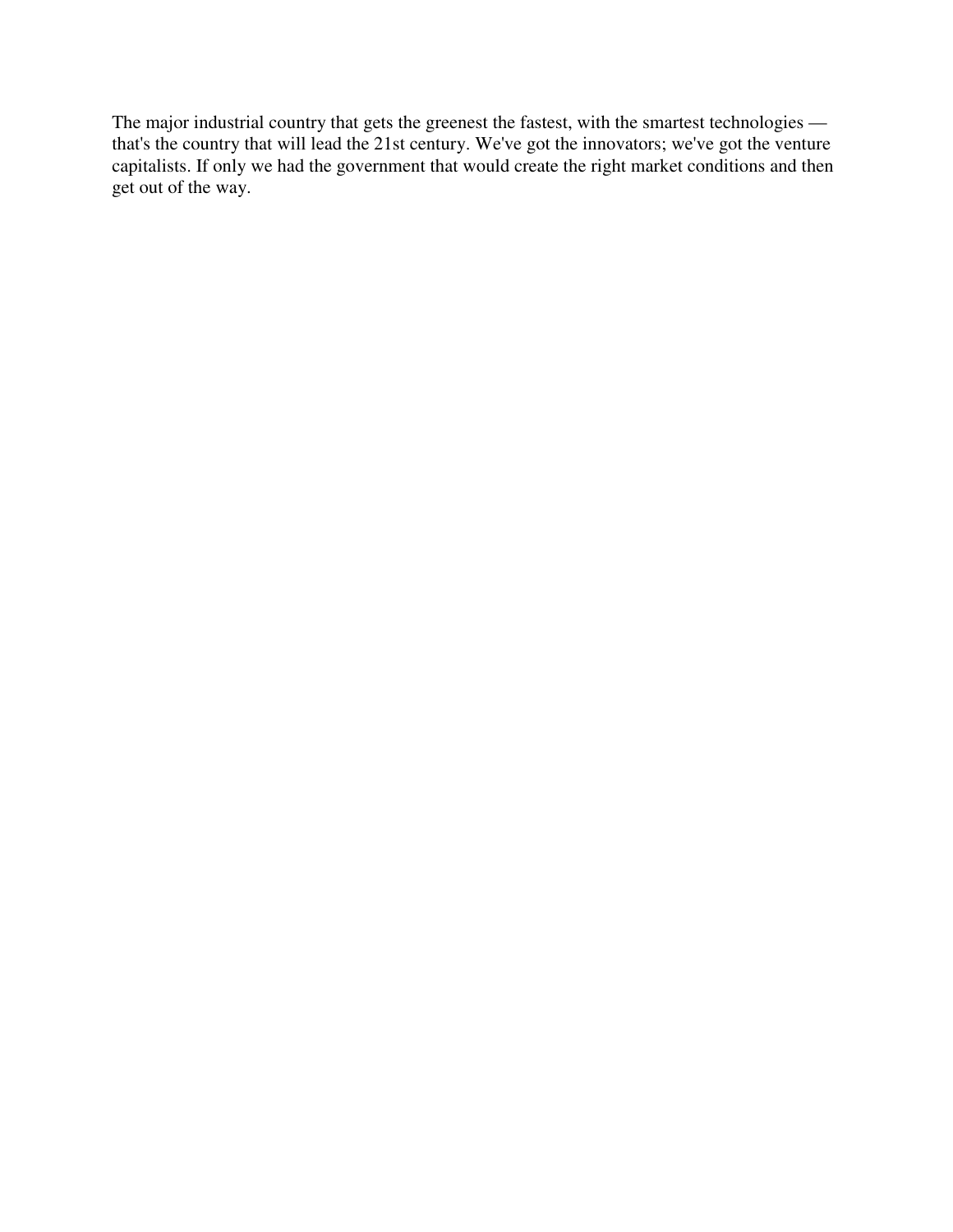The major industrial country that gets the greenest the fastest, with the smartest technologies — that's the country that will lead the 21st century. We've got the innovators; we've got the venture capitalists. If only we had the government that would create the right market conditions and then get out of the way.